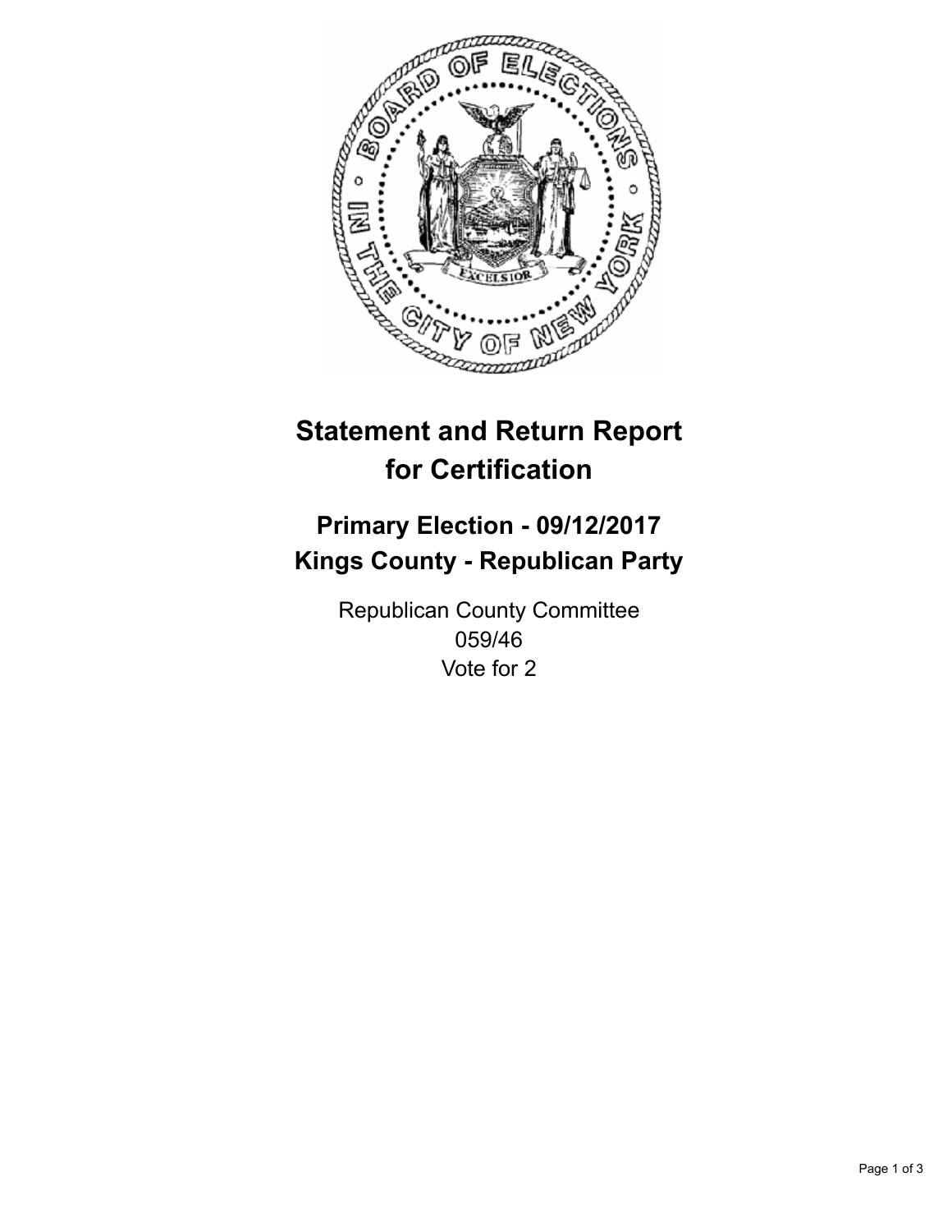# Statement and Return Report for Certification

## Primary Election - 09/12/2017
## Kings County - Republican Party

Republican County Committee
059/46
Vote for 2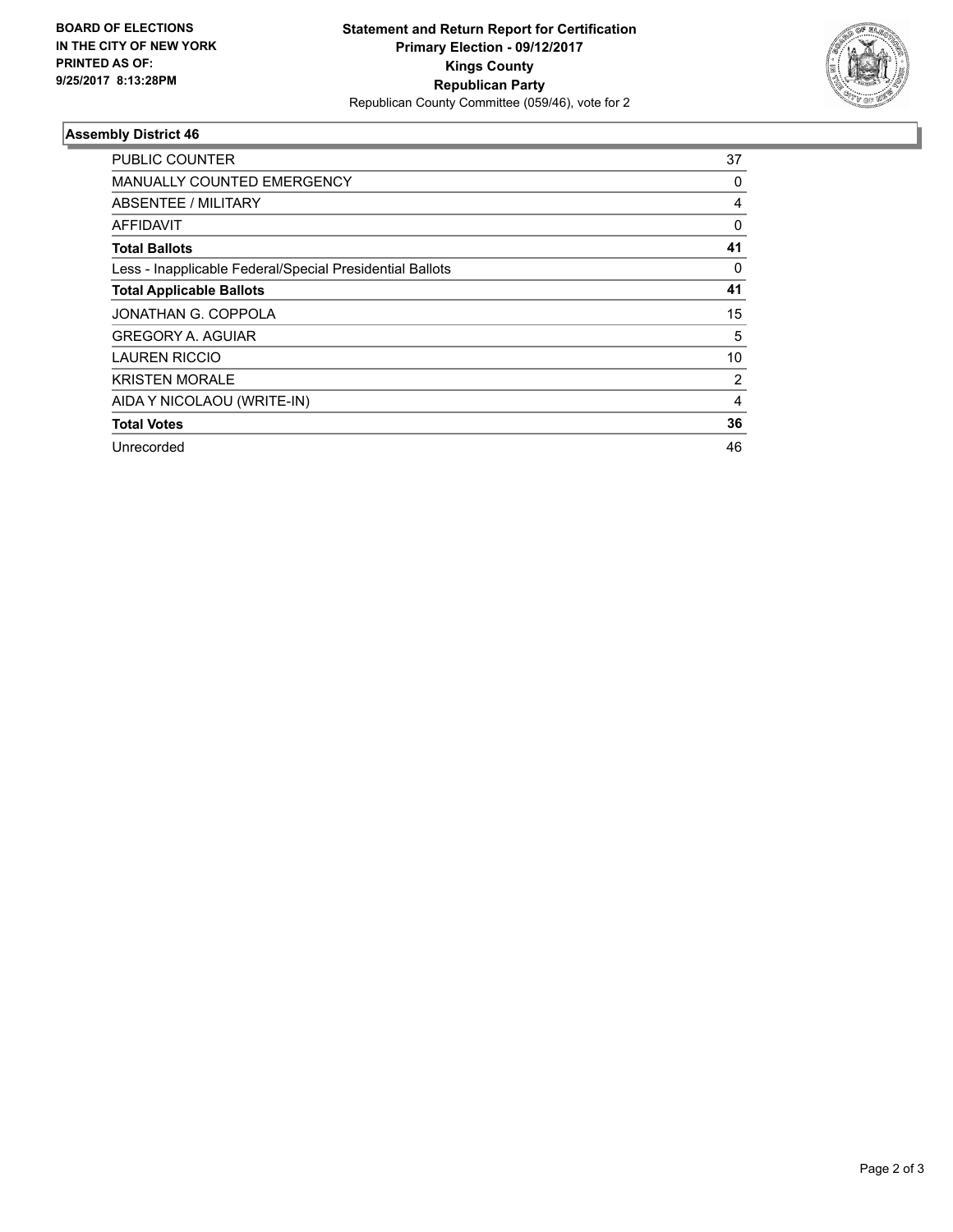BOARD OF ELECTIONS
IN THE CITY OF NEW YORK
PRINTED AS OF:
9/25/2017 8:13:28PM

**Statement and Return Report for Certification**
**Primary Election - 09/12/2017**
**Kings County**
**Republican Party**
Republican County Committee (059/46), vote for 2

### Assembly District 46

| | |
|---|---|
| PUBLIC COUNTER | 37 |
| MANUALLY COUNTED EMERGENCY | 0 |
| ABSENTEE / MILITARY | 4 |
| AFFIDAVIT | 0 |
| **Total Ballots** | **41** |
| Less - Inapplicable Federal/Special Presidential Ballots | 0 |
| **Total Applicable Ballots** | **41** |
| JONATHAN G. COPPOLA | 15 |
| GREGORY A. AGUIAR | 5 |
| LAUREN RICCIO | 10 |
| KRISTEN MORALE | 2 |
| AIDA Y NICOLAOU (WRITE-IN) | 4 |
| **Total Votes** | **36** |
| Unrecorded | 46 |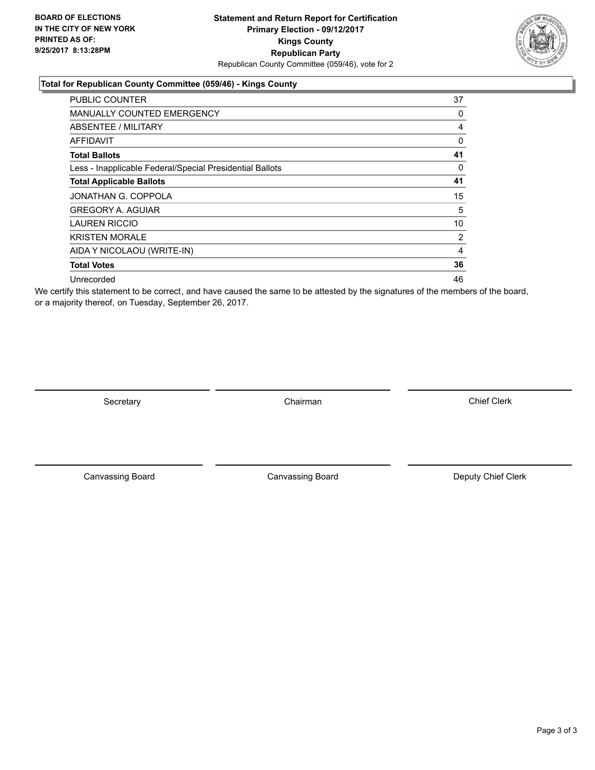**BOARD OF ELECTIONS IN THE CITY OF NEW YORK PRINTED AS OF: 9/25/2017 8:13:28PM**

**Statement and Return Report for Certification**
**Primary Election - 09/12/2017**
**Kings County**
**Republican Party**
Republican County Committee (059/46), vote for 2

### Total for Republican County Committee (059/46) - Kings County

| | |
|---|---|
| PUBLIC COUNTER | 37 |
| MANUALLY COUNTED EMERGENCY | 0 |
| ABSENTEE / MILITARY | 4 |
| AFFIDAVIT | 0 |
| **Total Ballots** | **41** |
| Less - Inapplicable Federal/Special Presidential Ballots | 0 |
| **Total Applicable Ballots** | **41** |
| JONATHAN G. COPPOLA | 15 |
| GREGORY A. AGUIAR | 5 |
| LAUREN RICCIO | 10 |
| KRISTEN MORALE | 2 |
| AIDA Y NICOLAOU (WRITE-IN) | 4 |
| **Total Votes** | **36** |
| Unrecorded | 46 |

We certify this statement to be correct, and have caused the same to be attested by the signatures of the members of the board, or a majority thereof, on Tuesday, September 26, 2017.

Secretary

Chairman

Chief Clerk

Canvassing Board

Canvassing Board

Deputy Chief Clerk